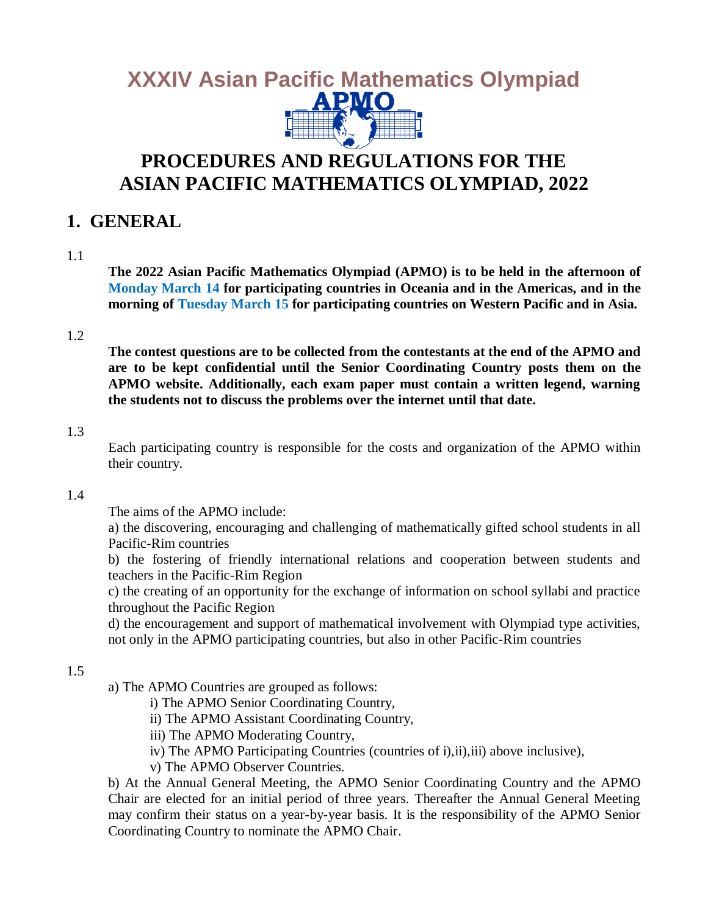# XXXIV Asian Pacific Mathematics Olympiad

# PROCEDURES AND REGULATIONS FOR THE ASIAN PACIFIC MATHEMATICS OLYMPIAD, 2022

## 1. GENERAL

1.1

**The 2022 Asian Pacific Mathematics Olympiad (APMO) is to be held in the afternoon of Monday March 14 for participating countries in Oceania and in the Americas, and in the morning of Tuesday March 15 for participating countries on Western Pacific and in Asia.**

1.2

**The contest questions are to be collected from the contestants at the end of the APMO and are to be kept confidential until the Senior Coordinating Country posts them on the APMO website. Additionally, each exam paper must contain a written legend, warning the students not to discuss the problems over the internet until that date.**

1.3

Each participating country is responsible for the costs and organization of the APMO within their country.

1.4

The aims of the APMO include:

a) the discovering, encouraging and challenging of mathematically gifted school students in all Pacific-Rim countries

b) the fostering of friendly international relations and cooperation between students and teachers in the Pacific-Rim Region

c) the creating of an opportunity for the exchange of information on school syllabi and practice throughout the Pacific Region

d) the encouragement and support of mathematical involvement with Olympiad type activities, not only in the APMO participating countries, but also in other Pacific-Rim countries

1.5

a) The APMO Countries are grouped as follows:

- i) The APMO Senior Coordinating Country,
- ii) The APMO Assistant Coordinating Country,
- iii) The APMO Moderating Country,
- iv) The APMO Participating Countries (countries of i),ii),iii) above inclusive),
- v) The APMO Observer Countries.

b) At the Annual General Meeting, the APMO Senior Coordinating Country and the APMO Chair are elected for an initial period of three years. Thereafter the Annual General Meeting may confirm their status on a year-by-year basis. It is the responsibility of the APMO Senior Coordinating Country to nominate the APMO Chair.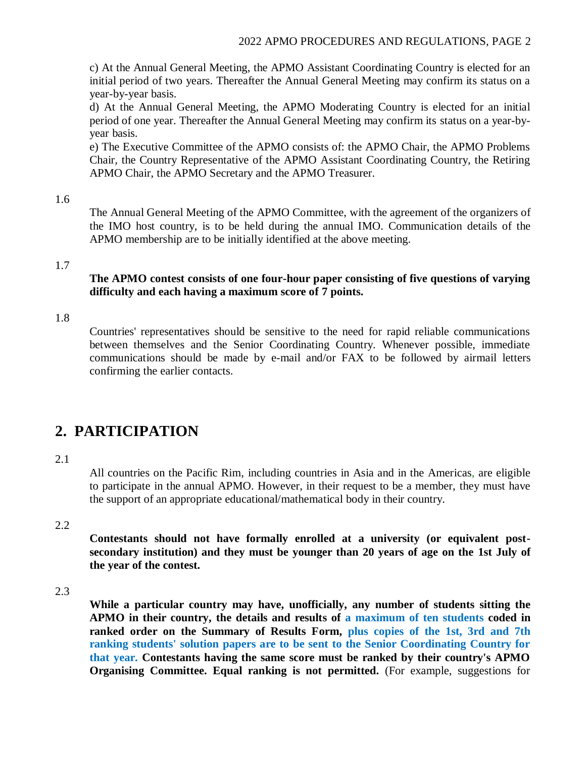c) At the Annual General Meeting, the APMO Assistant Coordinating Country is elected for an initial period of two years. Thereafter the Annual General Meeting may confirm its status on a year-by-year basis.

d) At the Annual General Meeting, the APMO Moderating Country is elected for an initial period of one year. Thereafter the Annual General Meeting may confirm its status on a year-by-year basis.

e) The Executive Committee of the APMO consists of: the APMO Chair, the APMO Problems Chair, the Country Representative of the APMO Assistant Coordinating Country, the Retiring APMO Chair, the APMO Secretary and the APMO Treasurer.

1.6

The Annual General Meeting of the APMO Committee, with the agreement of the organizers of the IMO host country, is to be held during the annual IMO. Communication details of the APMO membership are to be initially identified at the above meeting.

1.7

**The APMO contest consists of one four-hour paper consisting of five questions of varying difficulty and each having a maximum score of 7 points.**

1.8

Countries' representatives should be sensitive to the need for rapid reliable communications between themselves and the Senior Coordinating Country. Whenever possible, immediate communications should be made by e-mail and/or FAX to be followed by airmail letters confirming the earlier contacts.

## 2. PARTICIPATION

2.1

All countries on the Pacific Rim, including countries in Asia and in the Americas, are eligible to participate in the annual APMO. However, in their request to be a member, they must have the support of an appropriate educational/mathematical body in their country.

2.2

**Contestants should not have formally enrolled at a university (or equivalent post-secondary institution) and they must be younger than 20 years of age on the 1st July of the year of the contest.**

2.3

**While a particular country may have, unofficially, any number of students sitting the APMO in their country, the details and results of a maximum of ten students coded in ranked order on the Summary of Results Form, plus copies of the 1st, 3rd and 7th ranking students' solution papers are to be sent to the Senior Coordinating Country for that year. Contestants having the same score must be ranked by their country's APMO Organising Committee. Equal ranking is not permitted.** (For example, suggestions for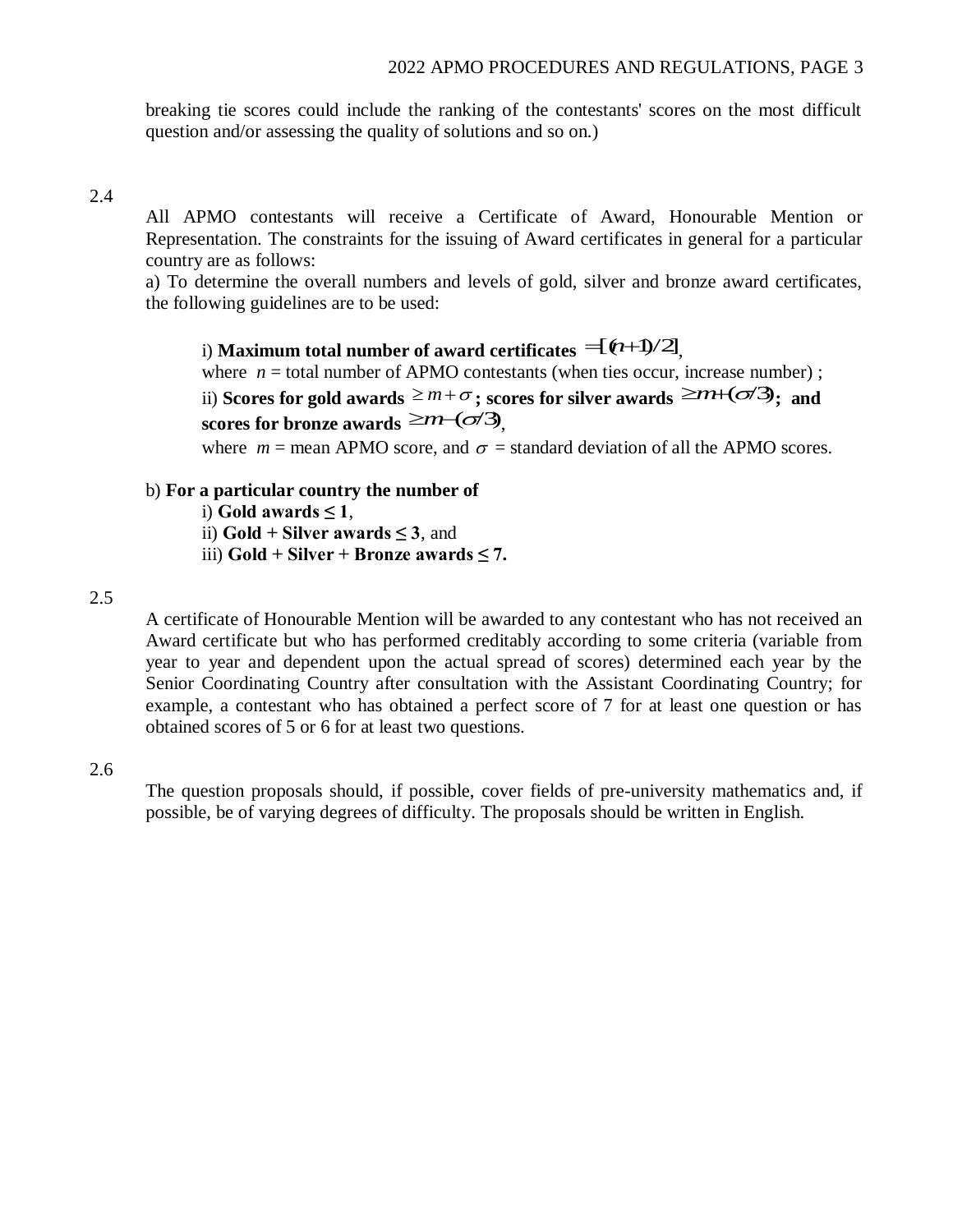breaking tie scores could include the ranking of the contestants' scores on the most difficult question and/or assessing the quality of solutions and so on.)

2.4

All APMO contestants will receive a Certificate of Award, Honourable Mention or Representation. The constraints for the issuing of Award certificates in general for a particular country are as follows:

a) To determine the overall numbers and levels of gold, silver and bronze award certificates, the following guidelines are to be used:

i) **Maximum total number of award certificates** $= [(n+1)/2]$,
where $n$ = total number of APMO contestants (when ties occur, increase number) ;
ii) **Scores for gold awards** $\geq m+\sigma$ **; scores for silver awards** $\geq m+(\sigma/3)$**; and scores for bronze awards** $\geq m-(\sigma/3)$,
where $m$ = mean APMO score, and $\sigma$ = standard deviation of all the APMO scores.

b) **For a particular country the number of**
i) **Gold awards ≤ 1**,
ii) **Gold + Silver awards ≤ 3**, and
iii) **Gold + Silver + Bronze awards ≤ 7.**

2.5

A certificate of Honourable Mention will be awarded to any contestant who has not received an Award certificate but who has performed creditably according to some criteria (variable from year to year and dependent upon the actual spread of scores) determined each year by the Senior Coordinating Country after consultation with the Assistant Coordinating Country; for example, a contestant who has obtained a perfect score of 7 for at least one question or has obtained scores of 5 or 6 for at least two questions.

2.6

The question proposals should, if possible, cover fields of pre-university mathematics and, if possible, be of varying degrees of difficulty. The proposals should be written in English.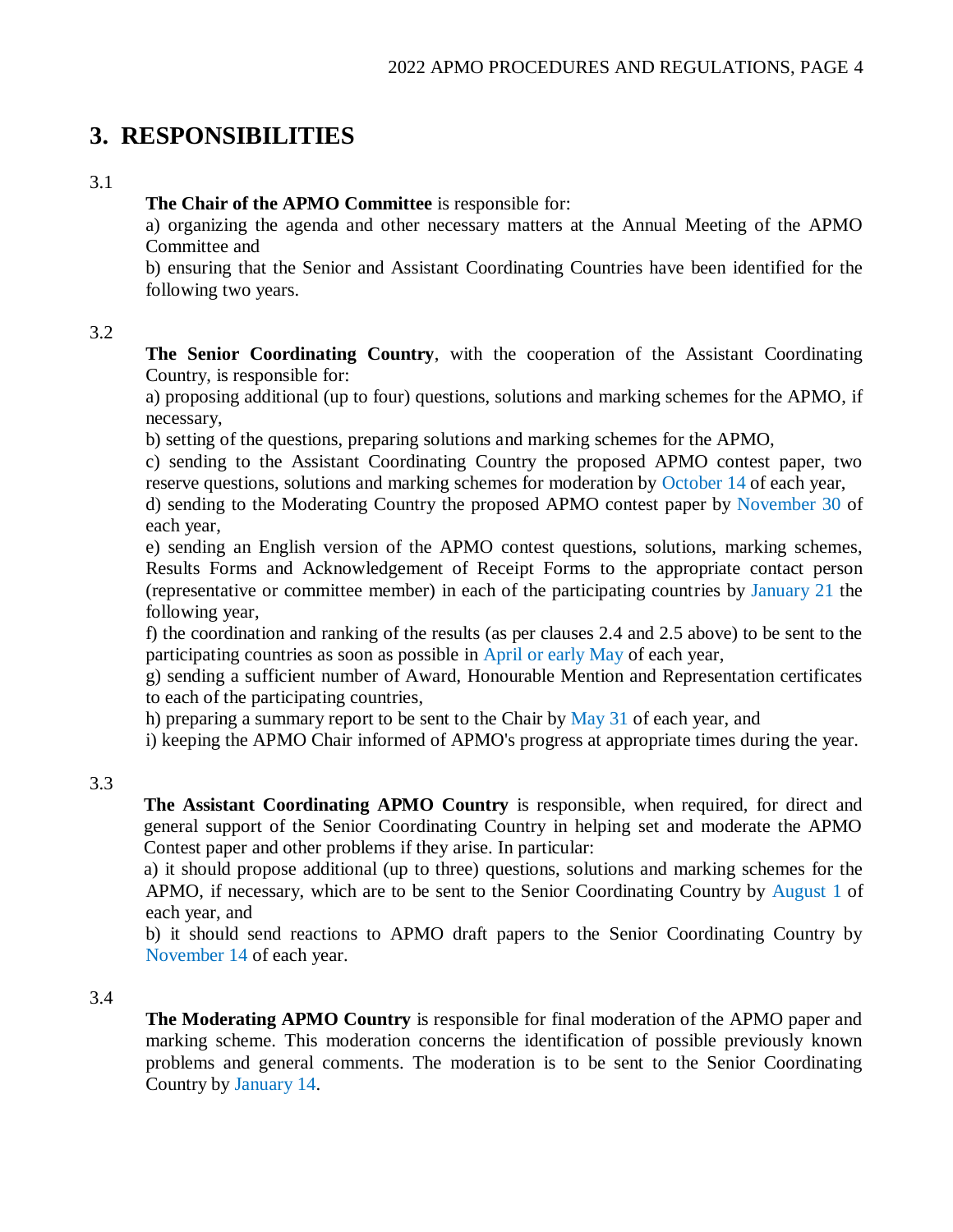# 3. RESPONSIBILITIES

3.1

**The Chair of the APMO Committee** is responsible for:

a) organizing the agenda and other necessary matters at the Annual Meeting of the APMO Committee and

b) ensuring that the Senior and Assistant Coordinating Countries have been identified for the following two years.

3.2

**The Senior Coordinating Country**, with the cooperation of the Assistant Coordinating Country, is responsible for:

a) proposing additional (up to four) questions, solutions and marking schemes for the APMO, if necessary,

b) setting of the questions, preparing solutions and marking schemes for the APMO,

c) sending to the Assistant Coordinating Country the proposed APMO contest paper, two reserve questions, solutions and marking schemes for moderation by October 14 of each year,

d) sending to the Moderating Country the proposed APMO contest paper by November 30 of each year,

e) sending an English version of the APMO contest questions, solutions, marking schemes, Results Forms and Acknowledgement of Receipt Forms to the appropriate contact person (representative or committee member) in each of the participating countries by January 21 the following year,

f) the coordination and ranking of the results (as per clauses 2.4 and 2.5 above) to be sent to the participating countries as soon as possible in April or early May of each year,

g) sending a sufficient number of Award, Honourable Mention and Representation certificates to each of the participating countries,

h) preparing a summary report to be sent to the Chair by May 31 of each year, and

i) keeping the APMO Chair informed of APMO's progress at appropriate times during the year.

3.3

**The Assistant Coordinating APMO Country** is responsible, when required, for direct and general support of the Senior Coordinating Country in helping set and moderate the APMO Contest paper and other problems if they arise. In particular:

a) it should propose additional (up to three) questions, solutions and marking schemes for the APMO, if necessary, which are to be sent to the Senior Coordinating Country by August 1 of each year, and

b) it should send reactions to APMO draft papers to the Senior Coordinating Country by November 14 of each year.

3.4

**The Moderating APMO Country** is responsible for final moderation of the APMO paper and marking scheme. This moderation concerns the identification of possible previously known problems and general comments. The moderation is to be sent to the Senior Coordinating Country by January 14.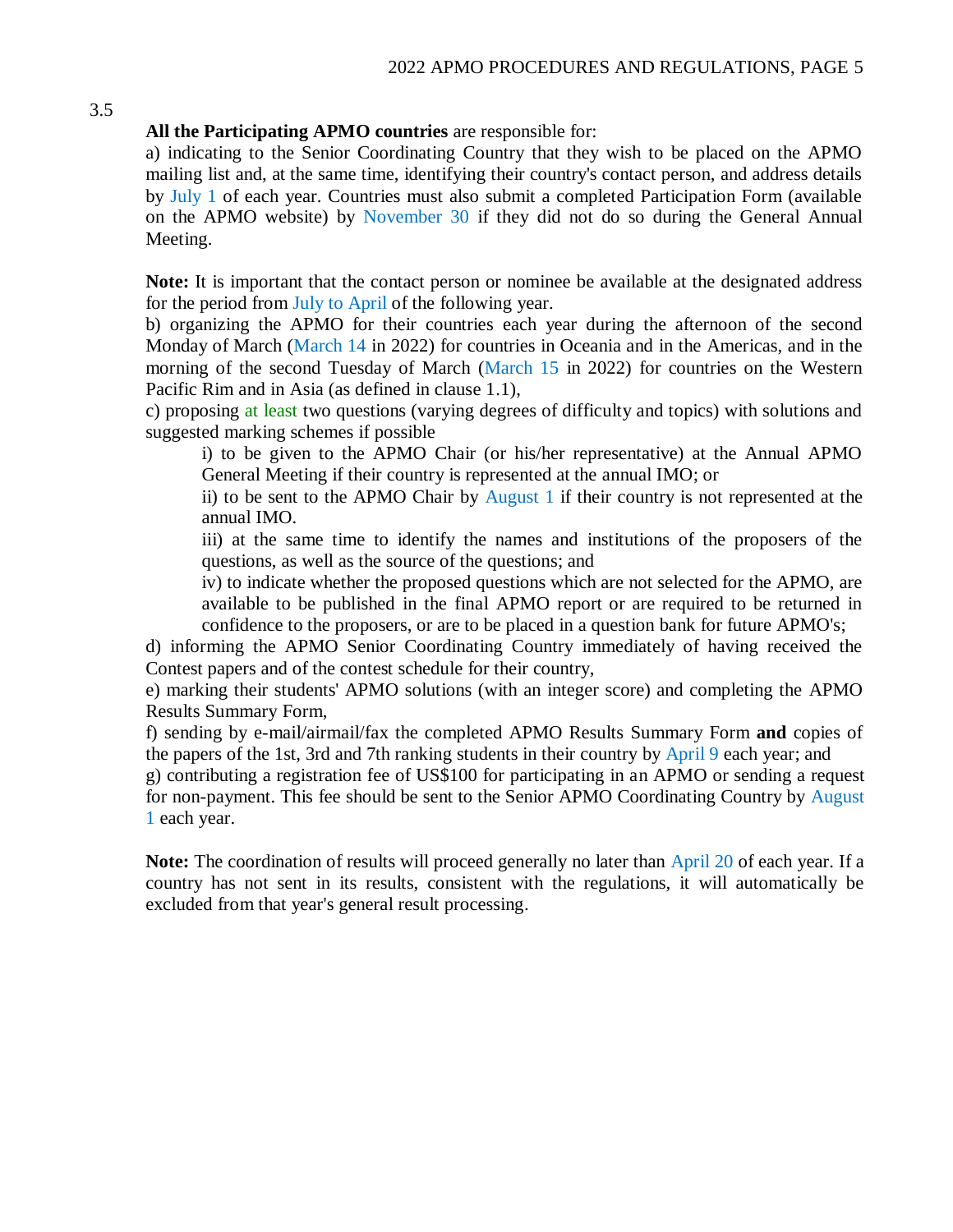3.5

**All the Participating APMO countries** are responsible for:

a) indicating to the Senior Coordinating Country that they wish to be placed on the APMO mailing list and, at the same time, identifying their country's contact person, and address details by July 1 of each year. Countries must also submit a completed Participation Form (available on the APMO website) by November 30 if they did not do so during the General Annual Meeting.

**Note:** It is important that the contact person or nominee be available at the designated address for the period from July to April of the following year.

b) organizing the APMO for their countries each year during the afternoon of the second Monday of March (March 14 in 2022) for countries in Oceania and in the Americas, and in the morning of the second Tuesday of March (March 15 in 2022) for countries on the Western Pacific Rim and in Asia (as defined in clause 1.1),

c) proposing at least two questions (varying degrees of difficulty and topics) with solutions and suggested marking schemes if possible

> i) to be given to the APMO Chair (or his/her representative) at the Annual APMO General Meeting if their country is represented at the annual IMO; or
>
> ii) to be sent to the APMO Chair by August 1 if their country is not represented at the annual IMO.
>
> iii) at the same time to identify the names and institutions of the proposers of the questions, as well as the source of the questions; and
>
> iv) to indicate whether the proposed questions which are not selected for the APMO, are available to be published in the final APMO report or are required to be returned in confidence to the proposers, or are to be placed in a question bank for future APMO's;

d) informing the APMO Senior Coordinating Country immediately of having received the Contest papers and of the contest schedule for their country,

e) marking their students' APMO solutions (with an integer score) and completing the APMO Results Summary Form,

f) sending by e-mail/airmail/fax the completed APMO Results Summary Form **and** copies of the papers of the 1st, 3rd and 7th ranking students in their country by April 9 each year; and

g) contributing a registration fee of US$100 for participating in an APMO or sending a request for non-payment. This fee should be sent to the Senior APMO Coordinating Country by August 1 each year.

**Note:** The coordination of results will proceed generally no later than April 20 of each year. If a country has not sent in its results, consistent with the regulations, it will automatically be excluded from that year's general result processing.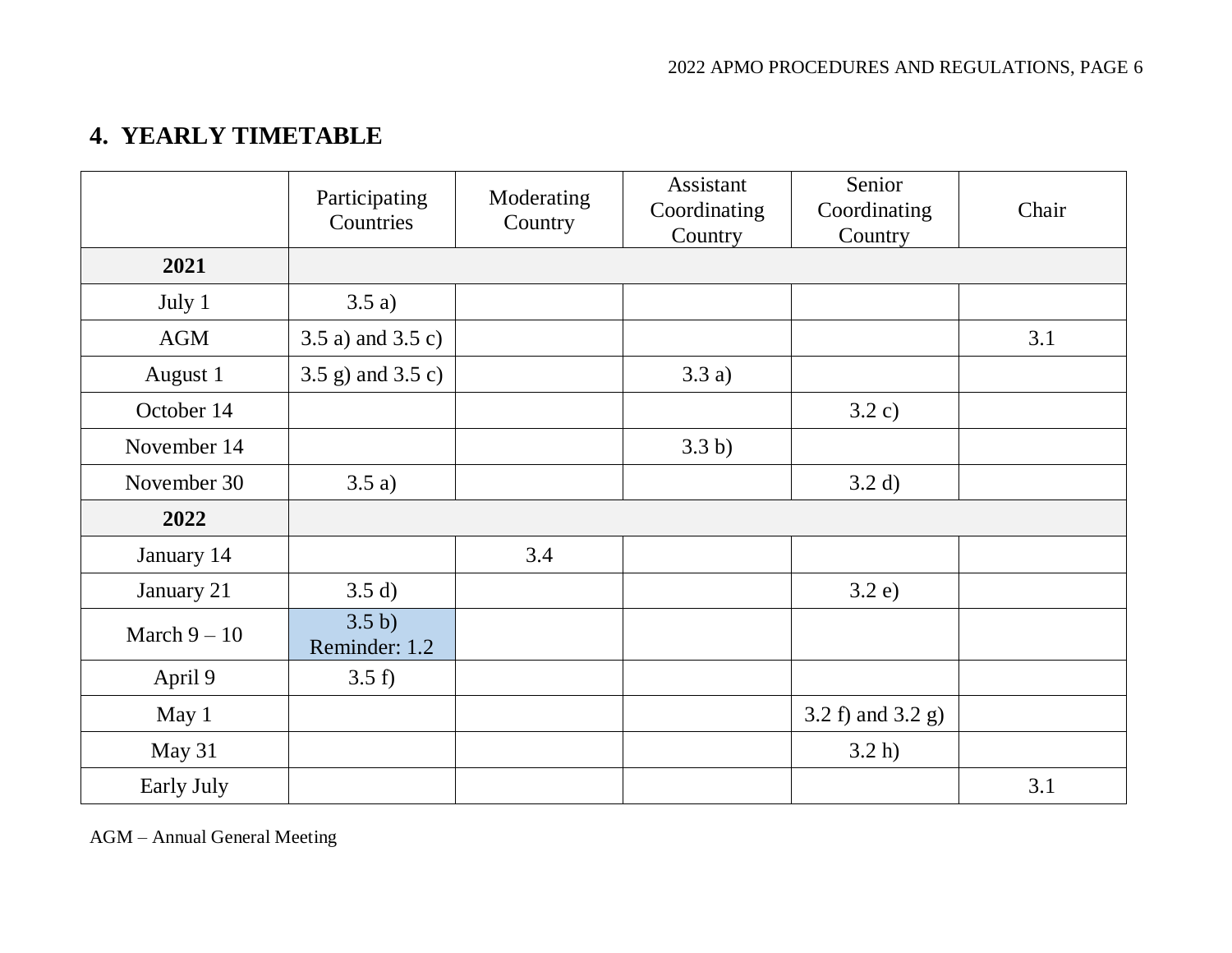## 4. YEARLY TIMETABLE

| | Participating Countries | Moderating Country | Assistant Coordinating Country | Senior Coordinating Country | Chair |
|---|---|---|---|---|---|
| **2021** | | | | | |
| July 1 | 3.5 a) | | | | |
| AGM | 3.5 a) and 3.5 c) | | | | 3.1 |
| August 1 | 3.5 g) and 3.5 c) | | 3.3 a) | | |
| October 14 | | | | 3.2 c) | |
| November 14 | | | 3.3 b) | | |
| November 30 | 3.5 a) | | | 3.2 d) | |
| **2022** | | | | | |
| January 14 | | 3.4 | | | |
| January 21 | 3.5 d) | | | 3.2 e) | |
| March 9 – 10 | 3.5 b) Reminder: 1.2 | | | | |
| April 9 | 3.5 f) | | | | |
| May 1 | | | | 3.2 f) and 3.2 g) | |
| May 31 | | | | 3.2 h) | |
| Early July | | | | | 3.1 |

AGM – Annual General Meeting